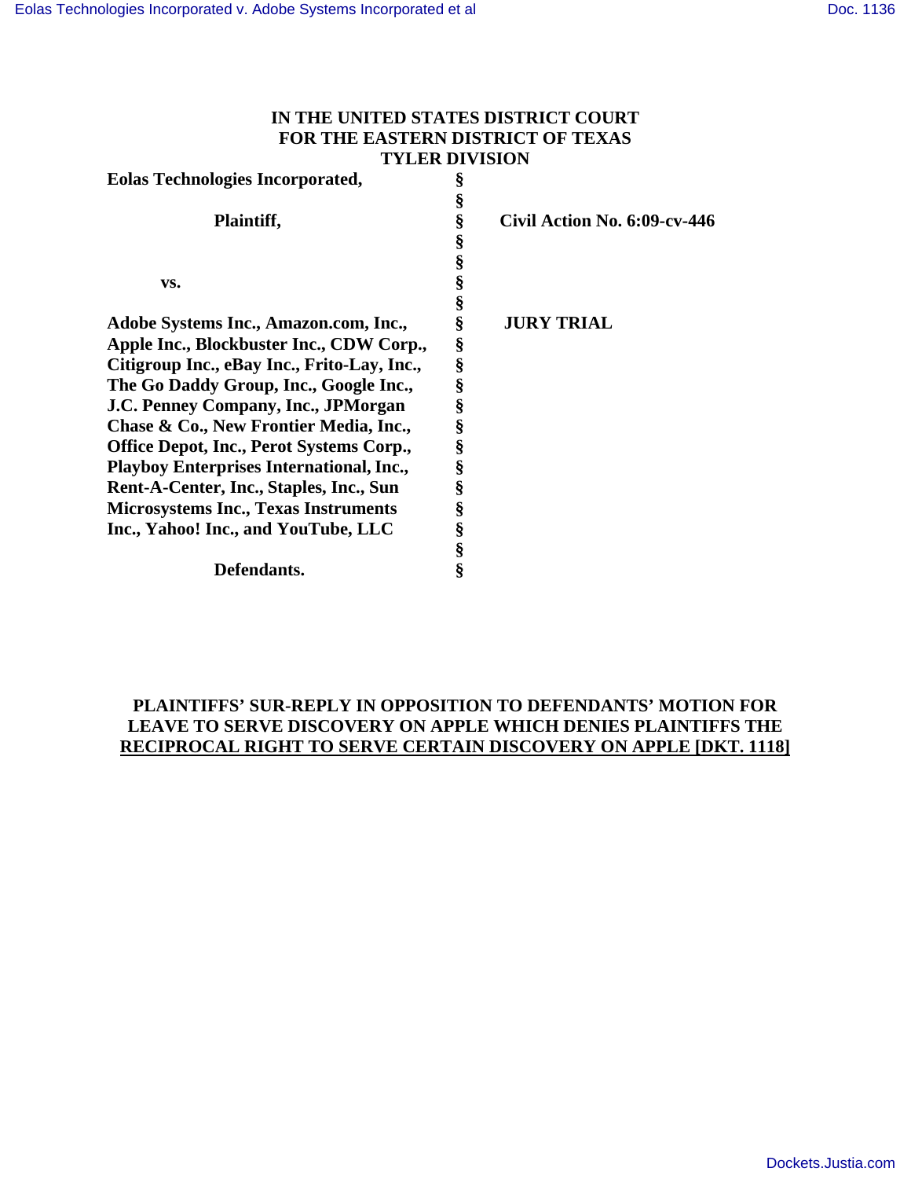**IN THE UNITED STATES DISTRICT COURT**
**FOR THE EASTERN DISTRICT OF TEXAS**
**TYLER DIVISION**

| | | |
|---|---|---|
| **Eolas Technologies Incorporated,** | § | |
| | § | |
| **Plaintiff,** | § | **Civil Action No. 6:09-cv-446** |
| | § | |
| | § | |
| **vs.** | § | |
| | § | |
| **Adobe Systems Inc., Amazon.com, Inc., Apple Inc., Blockbuster Inc., CDW Corp., Citigroup Inc., eBay Inc., Frito-Lay, Inc., The Go Daddy Group, Inc., Google Inc., J.C. Penney Company, Inc., JPMorgan Chase & Co., New Frontier Media, Inc., Office Depot, Inc., Perot Systems Corp., Playboy Enterprises International, Inc., Rent-A-Center, Inc., Staples, Inc., Sun Microsystems Inc., Texas Instruments Inc., Yahoo! Inc., and YouTube, LLC** | § | **JURY TRIAL** |
| | § | |
| **Defendants.** | § | |

**PLAINTIFFS' SUR-REPLY IN OPPOSITION TO DEFENDANTS' MOTION FOR LEAVE TO SERVE DISCOVERY ON APPLE WHICH DENIES PLAINTIFFS THE RECIPROCAL RIGHT TO SERVE CERTAIN DISCOVERY ON APPLE [DKT. 1118]**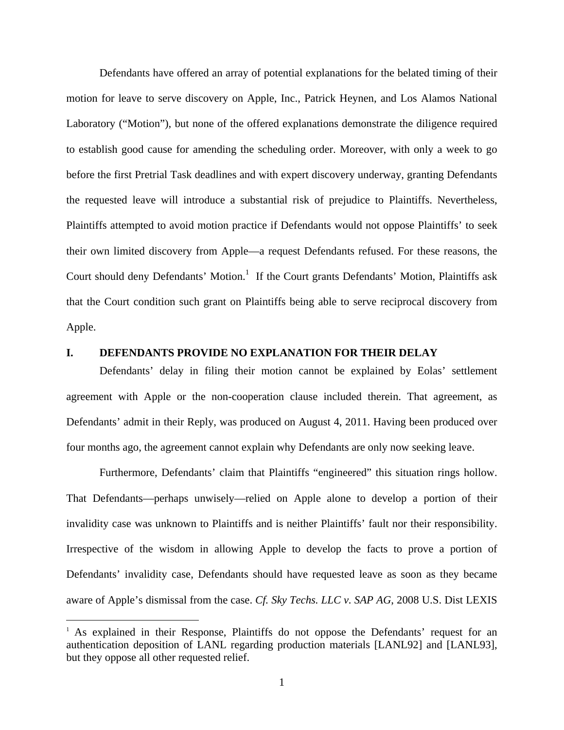Defendants have offered an array of potential explanations for the belated timing of their motion for leave to serve discovery on Apple, Inc., Patrick Heynen, and Los Alamos National Laboratory ("Motion"), but none of the offered explanations demonstrate the diligence required to establish good cause for amending the scheduling order. Moreover, with only a week to go before the first Pretrial Task deadlines and with expert discovery underway, granting Defendants the requested leave will introduce a substantial risk of prejudice to Plaintiffs. Nevertheless, Plaintiffs attempted to avoid motion practice if Defendants would not oppose Plaintiffs' to seek their own limited discovery from Apple—a request Defendants refused. For these reasons, the Court should deny Defendants' Motion.[1] If the Court grants Defendants' Motion, Plaintiffs ask that the Court condition such grant on Plaintiffs being able to serve reciprocal discovery from Apple.

## I. DEFENDANTS PROVIDE NO EXPLANATION FOR THEIR DELAY

Defendants' delay in filing their motion cannot be explained by Eolas' settlement agreement with Apple or the non-cooperation clause included therein. That agreement, as Defendants' admit in their Reply, was produced on August 4, 2011. Having been produced over four months ago, the agreement cannot explain why Defendants are only now seeking leave.

Furthermore, Defendants' claim that Plaintiffs "engineered" this situation rings hollow. That Defendants—perhaps unwisely—relied on Apple alone to develop a portion of their invalidity case was unknown to Plaintiffs and is neither Plaintiffs' fault nor their responsibility. Irrespective of the wisdom in allowing Apple to develop the facts to prove a portion of Defendants' invalidity case, Defendants should have requested leave as soon as they became aware of Apple's dismissal from the case. *Cf. Sky Techs. LLC v. SAP AG,* 2008 U.S. Dist LEXIS

[1] As explained in their Response, Plaintiffs do not oppose the Defendants' request for an authentication deposition of LANL regarding production materials [LANL92] and [LANL93], but they oppose all other requested relief.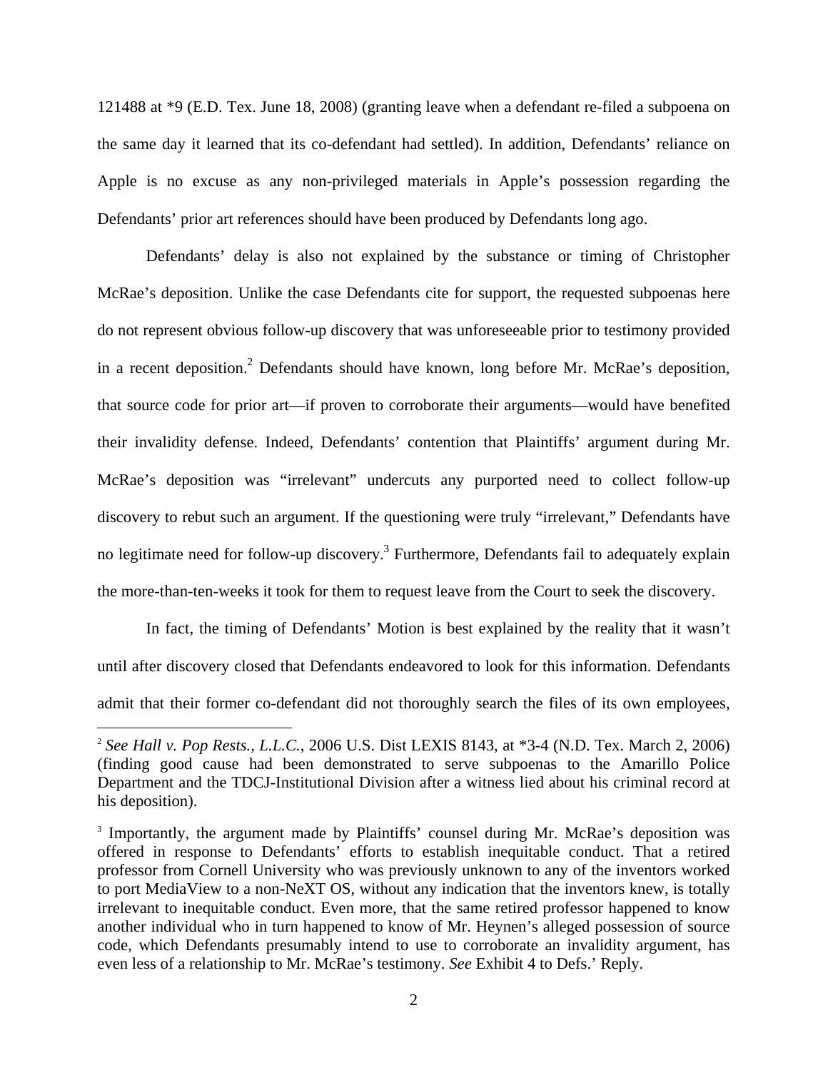121488 at *9 (E.D. Tex. June 18, 2008) (granting leave when a defendant re-filed a subpoena on the same day it learned that its co-defendant had settled). In addition, Defendants' reliance on Apple is no excuse as any non-privileged materials in Apple's possession regarding the Defendants' prior art references should have been produced by Defendants long ago.

Defendants' delay is also not explained by the substance or timing of Christopher McRae's deposition. Unlike the case Defendants cite for support, the requested subpoenas here do not represent obvious follow-up discovery that was unforeseeable prior to testimony provided in a recent deposition.[2] Defendants should have known, long before Mr. McRae's deposition, that source code for prior art—if proven to corroborate their arguments—would have benefited their invalidity defense. Indeed, Defendants' contention that Plaintiffs' argument during Mr. McRae's deposition was "irrelevant" undercuts any purported need to collect follow-up discovery to rebut such an argument. If the questioning were truly "irrelevant," Defendants have no legitimate need for follow-up discovery.[3] Furthermore, Defendants fail to adequately explain the more-than-ten-weeks it took for them to request leave from the Court to seek the discovery.

In fact, the timing of Defendants' Motion is best explained by the reality that it wasn't until after discovery closed that Defendants endeavored to look for this information. Defendants admit that their former co-defendant did not thoroughly search the files of its own employees,

---

[2] *See Hall v. Pop Rests., L.L.C.*, 2006 U.S. Dist LEXIS 8143, at *3-4 (N.D. Tex. March 2, 2006) (finding good cause had been demonstrated to serve subpoenas to the Amarillo Police Department and the TDCJ-Institutional Division after a witness lied about his criminal record at his deposition).

[3] Importantly, the argument made by Plaintiffs' counsel during Mr. McRae's deposition was offered in response to Defendants' efforts to establish inequitable conduct. That a retired professor from Cornell University who was previously unknown to any of the inventors worked to port MediaView to a non-NeXT OS, without any indication that the inventors knew, is totally irrelevant to inequitable conduct. Even more, that the same retired professor happened to know another individual who in turn happened to know of Mr. Heynen's alleged possession of source code, which Defendants presumably intend to use to corroborate an invalidity argument, has even less of a relationship to Mr. McRae's testimony. *See* Exhibit 4 to Defs.' Reply.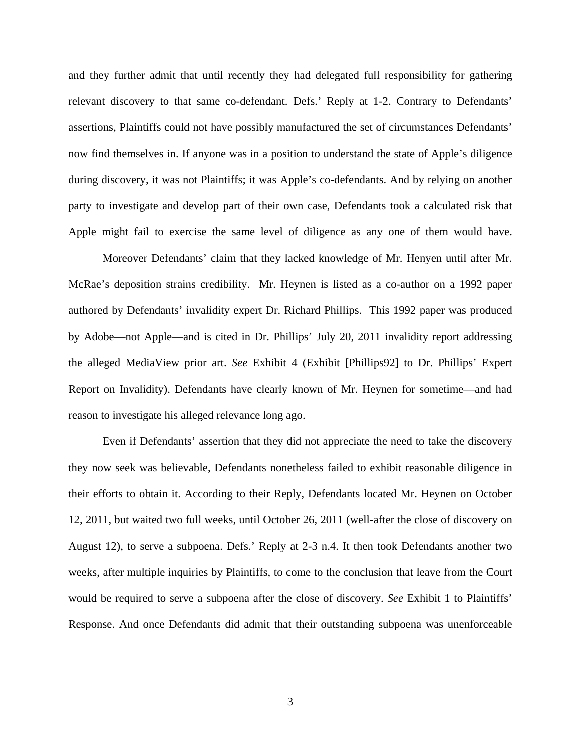and they further admit that until recently they had delegated full responsibility for gathering relevant discovery to that same co-defendant. Defs.' Reply at 1-2. Contrary to Defendants' assertions, Plaintiffs could not have possibly manufactured the set of circumstances Defendants' now find themselves in. If anyone was in a position to understand the state of Apple's diligence during discovery, it was not Plaintiffs; it was Apple's co-defendants. And by relying on another party to investigate and develop part of their own case, Defendants took a calculated risk that Apple might fail to exercise the same level of diligence as any one of them would have.

Moreover Defendants' claim that they lacked knowledge of Mr. Henyen until after Mr. McRae's deposition strains credibility. Mr. Heynen is listed as a co-author on a 1992 paper authored by Defendants' invalidity expert Dr. Richard Phillips. This 1992 paper was produced by Adobe—not Apple—and is cited in Dr. Phillips' July 20, 2011 invalidity report addressing the alleged MediaView prior art. *See* Exhibit 4 (Exhibit [Phillips92] to Dr. Phillips' Expert Report on Invalidity). Defendants have clearly known of Mr. Heynen for sometime—and had reason to investigate his alleged relevance long ago.

Even if Defendants' assertion that they did not appreciate the need to take the discovery they now seek was believable, Defendants nonetheless failed to exhibit reasonable diligence in their efforts to obtain it. According to their Reply, Defendants located Mr. Heynen on October 12, 2011, but waited two full weeks, until October 26, 2011 (well-after the close of discovery on August 12), to serve a subpoena. Defs.' Reply at 2-3 n.4. It then took Defendants another two weeks, after multiple inquiries by Plaintiffs, to come to the conclusion that leave from the Court would be required to serve a subpoena after the close of discovery. *See* Exhibit 1 to Plaintiffs' Response. And once Defendants did admit that their outstanding subpoena was unenforceable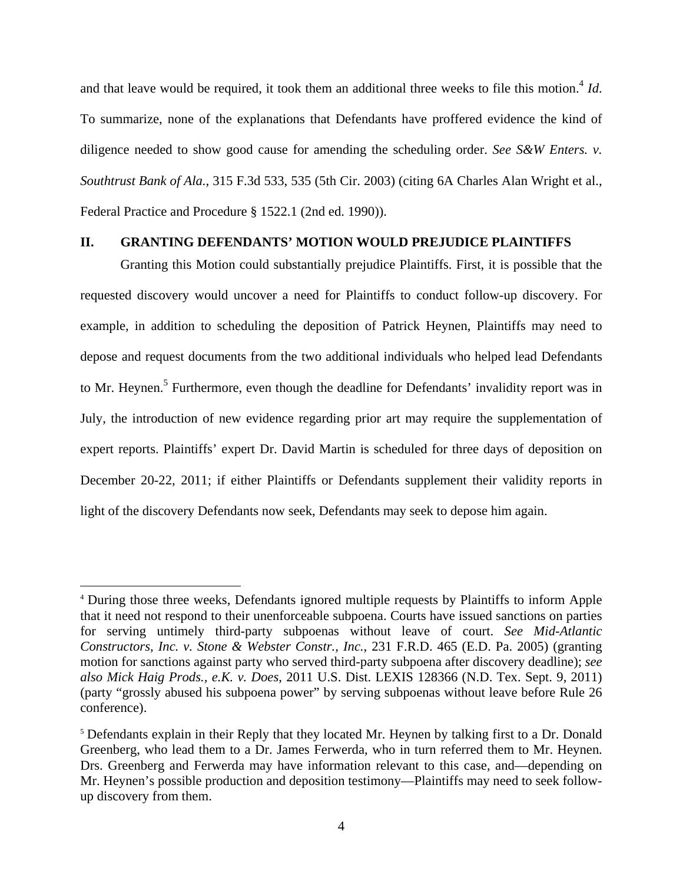and that leave would be required, it took them an additional three weeks to file this motion.[4] *Id*. To summarize, none of the explanations that Defendants have proffered evidence the kind of diligence needed to show good cause for amending the scheduling order. *See S&W Enters. v. Southtrust Bank of Ala.*, 315 F.3d 533, 535 (5th Cir. 2003) (citing 6A Charles Alan Wright et al., Federal Practice and Procedure § 1522.1 (2nd ed. 1990)).

## II. GRANTING DEFENDANTS' MOTION WOULD PREJUDICE PLAINTIFFS

Granting this Motion could substantially prejudice Plaintiffs. First, it is possible that the requested discovery would uncover a need for Plaintiffs to conduct follow-up discovery. For example, in addition to scheduling the deposition of Patrick Heynen, Plaintiffs may need to depose and request documents from the two additional individuals who helped lead Defendants to Mr. Heynen.[5] Furthermore, even though the deadline for Defendants' invalidity report was in July, the introduction of new evidence regarding prior art may require the supplementation of expert reports. Plaintiffs' expert Dr. David Martin is scheduled for three days of deposition on December 20-22, 2011; if either Plaintiffs or Defendants supplement their validity reports in light of the discovery Defendants now seek, Defendants may seek to depose him again.

---

[4] During those three weeks, Defendants ignored multiple requests by Plaintiffs to inform Apple that it need not respond to their unenforceable subpoena. Courts have issued sanctions on parties for serving untimely third-party subpoenas without leave of court. *See Mid-Atlantic Constructors, Inc. v. Stone & Webster Constr., Inc.*, 231 F.R.D. 465 (E.D. Pa. 2005) (granting motion for sanctions against party who served third-party subpoena after discovery deadline); *see also Mick Haig Prods., e.K. v. Does*, 2011 U.S. Dist. LEXIS 128366 (N.D. Tex. Sept. 9, 2011) (party "grossly abused his subpoena power" by serving subpoenas without leave before Rule 26 conference).

[5] Defendants explain in their Reply that they located Mr. Heynen by talking first to a Dr. Donald Greenberg, who lead them to a Dr. James Ferwerda, who in turn referred them to Mr. Heynen. Drs. Greenberg and Ferwerda may have information relevant to this case, and—depending on Mr. Heynen's possible production and deposition testimony—Plaintiffs may need to seek follow-up discovery from them.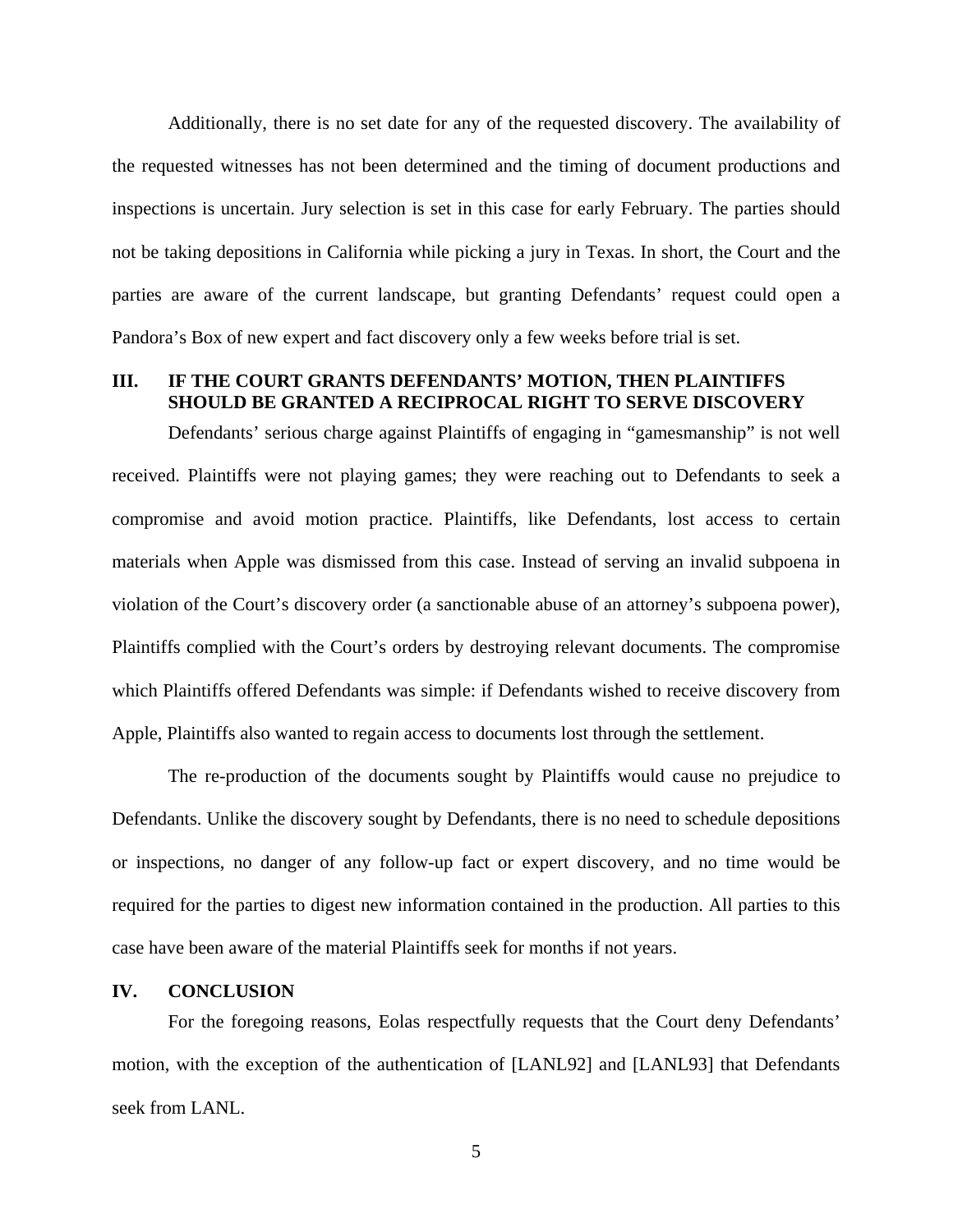Additionally, there is no set date for any of the requested discovery. The availability of the requested witnesses has not been determined and the timing of document productions and inspections is uncertain. Jury selection is set in this case for early February. The parties should not be taking depositions in California while picking a jury in Texas. In short, the Court and the parties are aware of the current landscape, but granting Defendants' request could open a Pandora's Box of new expert and fact discovery only a few weeks before trial is set.

## III. IF THE COURT GRANTS DEFENDANTS' MOTION, THEN PLAINTIFFS SHOULD BE GRANTED A RECIPROCAL RIGHT TO SERVE DISCOVERY

Defendants' serious charge against Plaintiffs of engaging in "gamesmanship" is not well received. Plaintiffs were not playing games; they were reaching out to Defendants to seek a compromise and avoid motion practice. Plaintiffs, like Defendants, lost access to certain materials when Apple was dismissed from this case. Instead of serving an invalid subpoena in violation of the Court's discovery order (a sanctionable abuse of an attorney's subpoena power), Plaintiffs complied with the Court's orders by destroying relevant documents. The compromise which Plaintiffs offered Defendants was simple: if Defendants wished to receive discovery from Apple, Plaintiffs also wanted to regain access to documents lost through the settlement.

The re-production of the documents sought by Plaintiffs would cause no prejudice to Defendants. Unlike the discovery sought by Defendants, there is no need to schedule depositions or inspections, no danger of any follow-up fact or expert discovery, and no time would be required for the parties to digest new information contained in the production. All parties to this case have been aware of the material Plaintiffs seek for months if not years.

## IV. CONCLUSION

For the foregoing reasons, Eolas respectfully requests that the Court deny Defendants' motion, with the exception of the authentication of [LANL92] and [LANL93] that Defendants seek from LANL.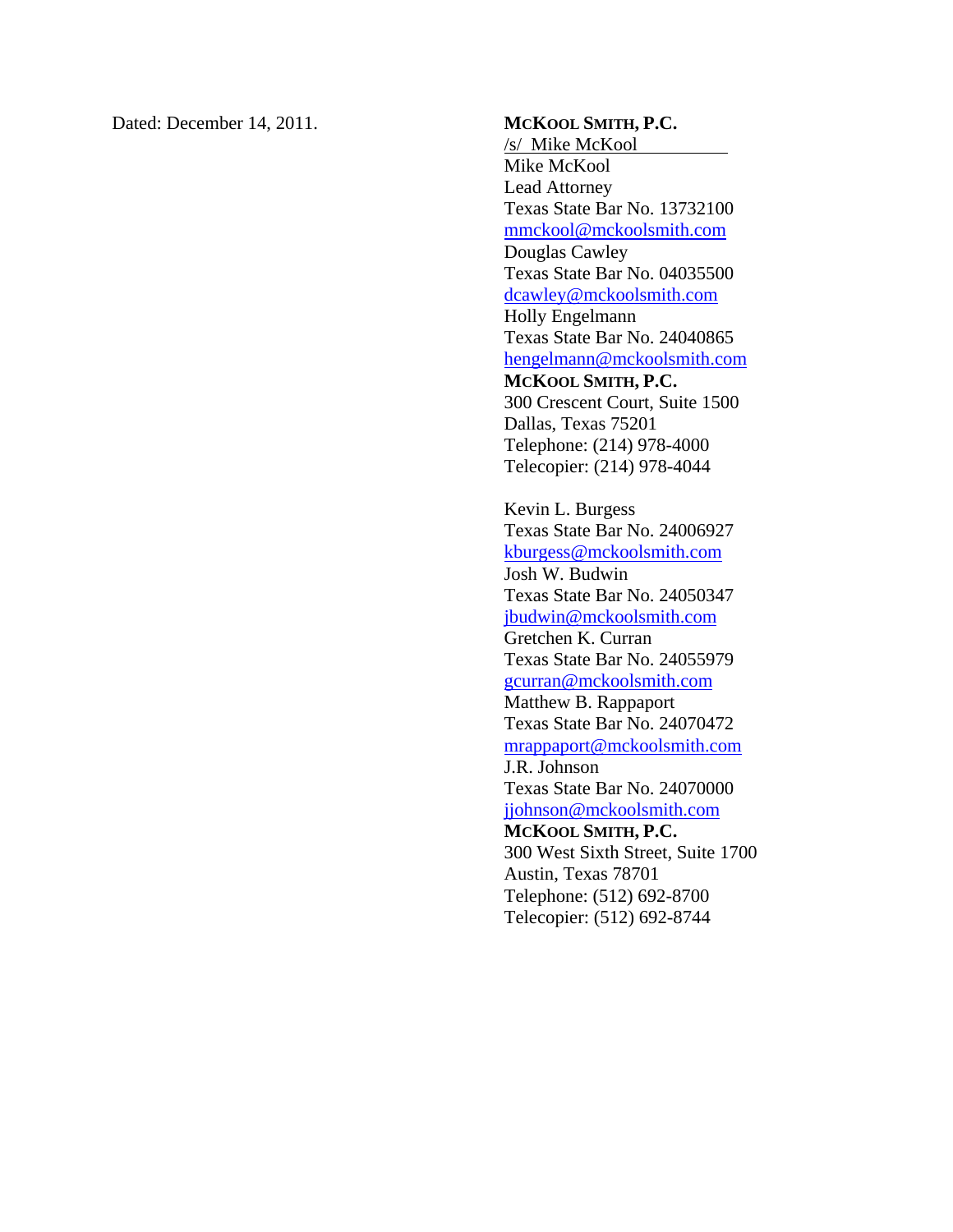Dated: December 14, 2011.

**McKool Smith, P.C.**
/s/ Mike McKool
Mike McKool
Lead Attorney
Texas State Bar No. 13732100
mmckool@mckoolsmith.com
Douglas Cawley
Texas State Bar No. 04035500
dcawley@mckoolsmith.com
Holly Engelmann
Texas State Bar No. 24040865
hengelmann@mckoolsmith.com
**McKool Smith, P.C.**
300 Crescent Court, Suite 1500
Dallas, Texas 75201
Telephone: (214) 978-4000
Telecopier: (214) 978-4044

Kevin L. Burgess
Texas State Bar No. 24006927
kburgess@mckoolsmith.com
Josh W. Budwin
Texas State Bar No. 24050347
jbudwin@mckoolsmith.com
Gretchen K. Curran
Texas State Bar No. 24055979
gcurran@mckoolsmith.com
Matthew B. Rappaport
Texas State Bar No. 24070472
mrappaport@mckoolsmith.com
J.R. Johnson
Texas State Bar No. 24070000
jjohnson@mckoolsmith.com
**McKool Smith, P.C.**
300 West Sixth Street, Suite 1700
Austin, Texas 78701
Telephone: (512) 692-8700
Telecopier: (512) 692-8744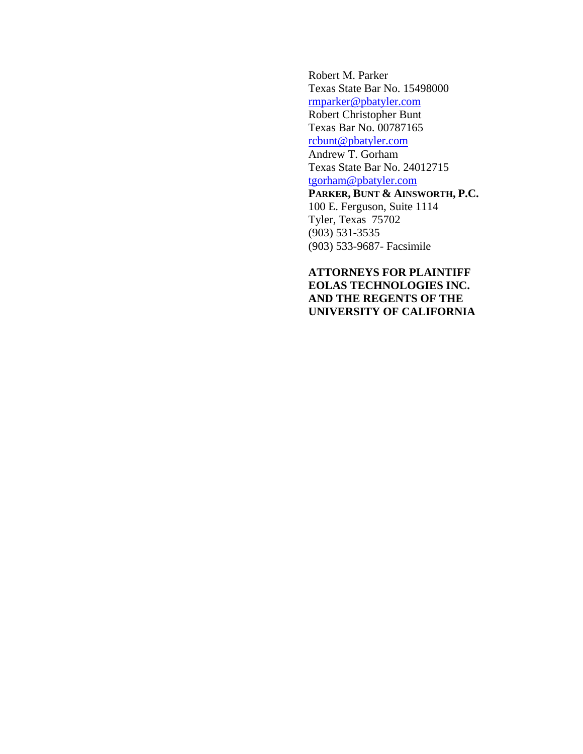Robert M. Parker
Texas State Bar No. 15498000
rmparker@pbatyler.com
Robert Christopher Bunt
Texas Bar No. 00787165
rcbunt@pbatyler.com
Andrew T. Gorham
Texas State Bar No. 24012715
tgorham@pbatyler.com
**PARKER, BUNT & AINSWORTH, P.C.**
100 E. Ferguson, Suite 1114
Tyler, Texas 75702
(903) 531-3535
(903) 533-9687- Facsimile

**ATTORNEYS FOR PLAINTIFF EOLAS TECHNOLOGIES INC. AND THE REGENTS OF THE UNIVERSITY OF CALIFORNIA**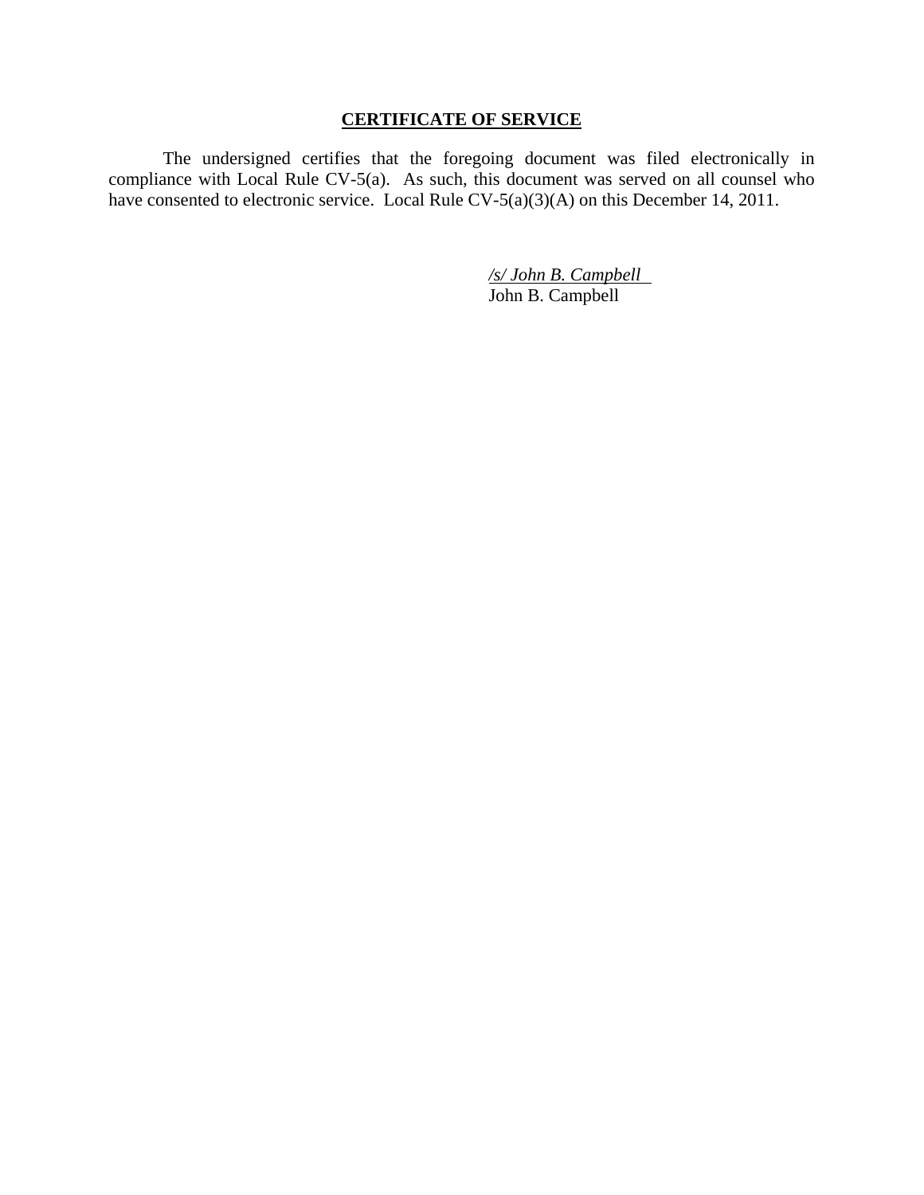## CERTIFICATE OF SERVICE

The undersigned certifies that the foregoing document was filed electronically in compliance with Local Rule CV-5(a). As such, this document was served on all counsel who have consented to electronic service. Local Rule CV-5(a)(3)(A) on this December 14, 2011.

*/s/ John B. Campbell*  
John B. Campbell